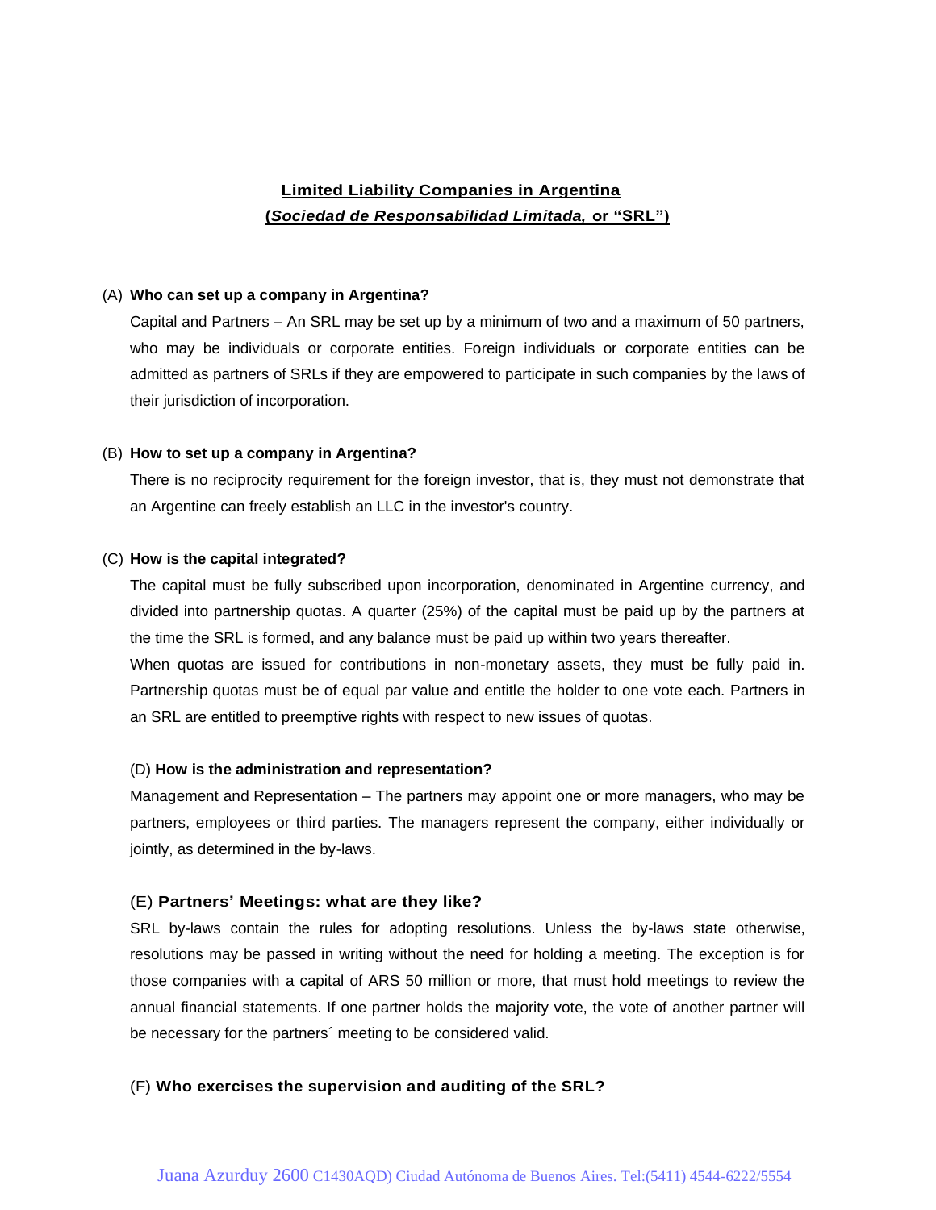# **Limited Liability Companies in Argentina**
## **(*Sociedad de Responsabilidad Limitada,* or "SRL")**

(A) **Who can set up a company in Argentina?**

Capital and Partners – An SRL may be set up by a minimum of two and a maximum of 50 partners, who may be individuals or corporate entities. Foreign individuals or corporate entities can be admitted as partners of SRLs if they are empowered to participate in such companies by the laws of their jurisdiction of incorporation.

(B) **How to set up a company in Argentina?**

There is no reciprocity requirement for the foreign investor, that is, they must not demonstrate that an Argentine can freely establish an LLC in the investor's country.

(C) **How is the capital integrated?**

The capital must be fully subscribed upon incorporation, denominated in Argentine currency, and divided into partnership quotas. A quarter (25%) of the capital must be paid up by the partners at the time the SRL is formed, and any balance must be paid up within two years thereafter.

When quotas are issued for contributions in non-monetary assets, they must be fully paid in. Partnership quotas must be of equal par value and entitle the holder to one vote each. Partners in an SRL are entitled to preemptive rights with respect to new issues of quotas.

(D) **How is the administration and representation?**

Management and Representation – The partners may appoint one or more managers, who may be partners, employees or third parties. The managers represent the company, either individually or jointly, as determined in the by-laws.

(E) **Partners' Meetings: what are they like?**

SRL by-laws contain the rules for adopting resolutions. Unless the by-laws state otherwise, resolutions may be passed in writing without the need for holding a meeting. The exception is for those companies with a capital of ARS 50 million or more, that must hold meetings to review the annual financial statements. If one partner holds the majority vote, the vote of another partner will be necessary for the partners´ meeting to be considered valid.

(F) **Who exercises the supervision and auditing of the SRL?**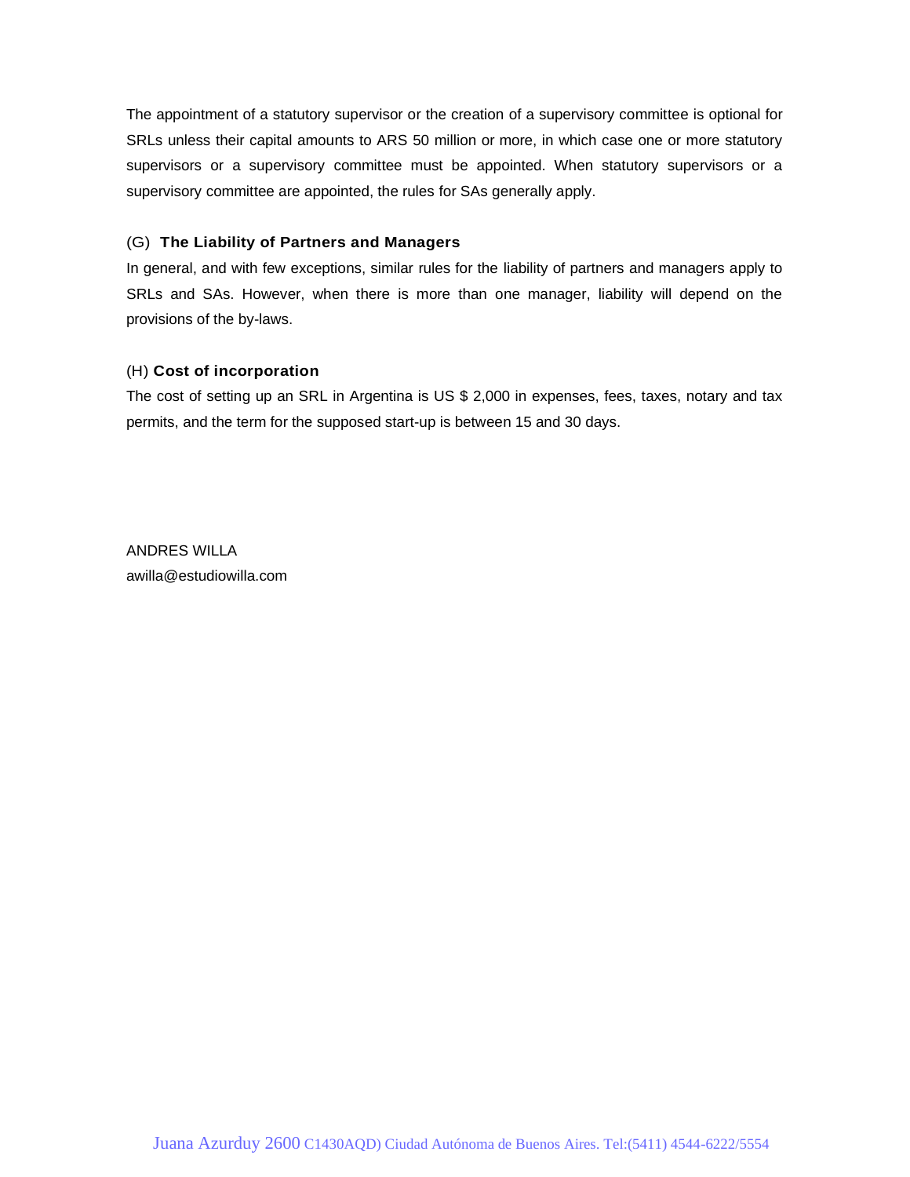The appointment of a statutory supervisor or the creation of a supervisory committee is optional for SRLs unless their capital amounts to ARS 50 million or more, in which case one or more statutory supervisors or a supervisory committee must be appointed. When statutory supervisors or a supervisory committee are appointed, the rules for SAs generally apply.

### (G) **The Liability of Partners and Managers**

In general, and with few exceptions, similar rules for the liability of partners and managers apply to SRLs and SAs. However, when there is more than one manager, liability will depend on the provisions of the by-laws.

### (H) **Cost of incorporation**

The cost of setting up an SRL in Argentina is US $ 2,000 in expenses, fees, taxes, notary and tax permits, and the term for the supposed start-up is between 15 and 30 days.

ANDRES WILLA
awilla@estudiowilla.com